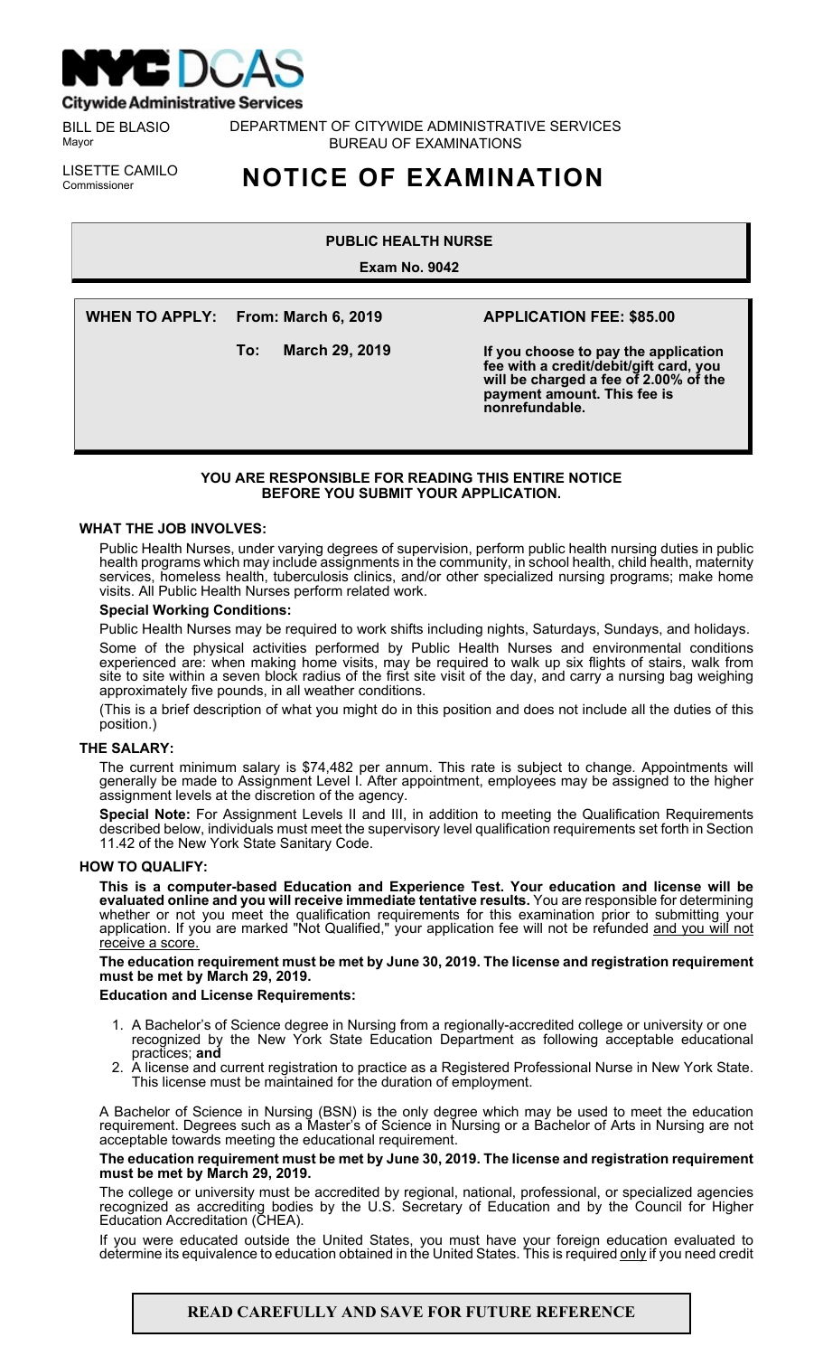**NYC DCAS**
**Citywide Administrative Services**

BILL DE BLASIO
Mayor

LISETTE CAMILO
Commissioner

DEPARTMENT OF CITYWIDE ADMINISTRATIVE SERVICES
BUREAU OF EXAMINATIONS

# NOTICE OF EXAMINATION

## PUBLIC HEALTH NURSE

**Exam No. 9042**

**WHEN TO APPLY: From: March 6, 2019**

**To: March 29, 2019**

**APPLICATION FEE: $85.00**

**If you choose to pay the application fee with a credit/debit/gift card, you will be charged a fee of 2.00% of the payment amount. This fee is nonrefundable.**

**YOU ARE RESPONSIBLE FOR READING THIS ENTIRE NOTICE BEFORE YOU SUBMIT YOUR APPLICATION.**

### WHAT THE JOB INVOLVES:

Public Health Nurses, under varying degrees of supervision, perform public health nursing duties in public health programs which may include assignments in the community, in school health, child health, maternity services, homeless health, tuberculosis clinics, and/or other specialized nursing programs; make home visits. All Public Health Nurses perform related work.

**Special Working Conditions:**

Public Health Nurses may be required to work shifts including nights, Saturdays, Sundays, and holidays.

Some of the physical activities performed by Public Health Nurses and environmental conditions experienced are: when making home visits, may be required to walk up six flights of stairs, walk from site to site within a seven block radius of the first site visit of the day, and carry a nursing bag weighing approximately five pounds, in all weather conditions.

(This is a brief description of what you might do in this position and does not include all the duties of this position.)

### THE SALARY:

The current minimum salary is $74,482 per annum. This rate is subject to change. Appointments will generally be made to Assignment Level I. After appointment, employees may be assigned to the higher assignment levels at the discretion of the agency.

**Special Note:** For Assignment Levels II and III, in addition to meeting the Qualification Requirements described below, individuals must meet the supervisory level qualification requirements set forth in Section 11.42 of the New York State Sanitary Code.

### HOW TO QUALIFY:

**This is a computer-based Education and Experience Test. Your education and license will be evaluated online and you will receive immediate tentative results.** You are responsible for determining whether or not you meet the qualification requirements for this examination prior to submitting your application. If you are marked "Not Qualified," your application fee will not be refunded and you will not receive a score.

**The education requirement must be met by June 30, 2019. The license and registration requirement must be met by March 29, 2019.**

**Education and License Requirements:**

1. A Bachelor's of Science degree in Nursing from a regionally-accredited college or university or one recognized by the New York State Education Department as following acceptable educational practices; **and**
2. A license and current registration to practice as a Registered Professional Nurse in New York State. This license must be maintained for the duration of employment.

A Bachelor of Science in Nursing (BSN) is the only degree which may be used to meet the education requirement. Degrees such as a Master's of Science in Nursing or a Bachelor of Arts in Nursing are not acceptable towards meeting the educational requirement.

**The education requirement must be met by June 30, 2019. The license and registration requirement must be met by March 29, 2019.**

The college or university must be accredited by regional, national, professional, or specialized agencies recognized as accrediting bodies by the U.S. Secretary of Education and by the Council for Higher Education Accreditation (CHEA).

If you were educated outside the United States, you must have your foreign education evaluated to determine its equivalence to education obtained in the United States. This is required only if you need credit

**READ CAREFULLY AND SAVE FOR FUTURE REFERENCE**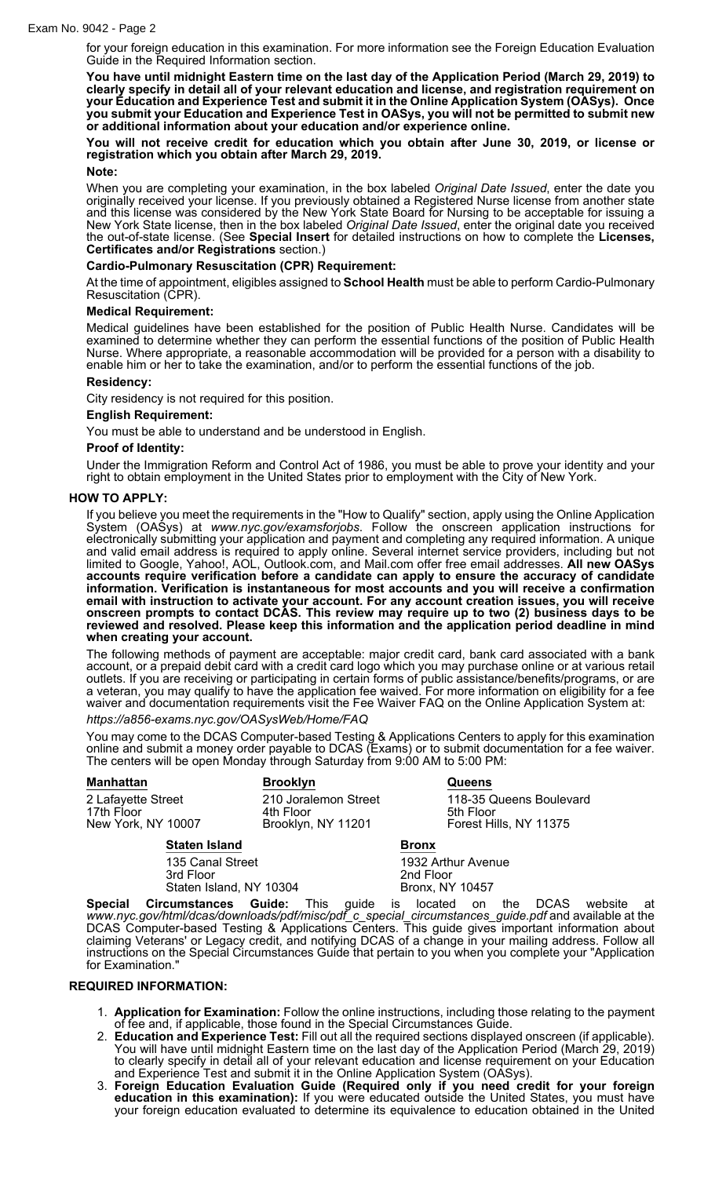for your foreign education in this examination. For more information see the Foreign Education Evaluation Guide in the Required Information section.

**You have until midnight Eastern time on the last day of the Application Period (March 29, 2019) to clearly specify in detail all of your relevant education and license, and registration requirement on your Education and Experience Test and submit it in the Online Application System (OASys). Once you submit your Education and Experience Test in OASys, you will not be permitted to submit new or additional information about your education and/or experience online.**

**You will not receive credit for education which you obtain after June 30, 2019, or license or registration which you obtain after March 29, 2019.**

**Note:**

When you are completing your examination, in the box labeled *Original Date Issued*, enter the date you originally received your license. If you previously obtained a Registered Nurse license from another state and this license was considered by the New York State Board for Nursing to be acceptable for issuing a New York State license, then in the box labeled *Original Date Issued*, enter the original date you received the out-of-state license. (See **Special Insert** for detailed instructions on how to complete the **Licenses, Certificates and/or Registrations** section.)

**Cardio-Pulmonary Resuscitation (CPR) Requirement:**

At the time of appointment, eligibles assigned to **School Health** must be able to perform Cardio-Pulmonary Resuscitation (CPR).

**Medical Requirement:**

Medical guidelines have been established for the position of Public Health Nurse. Candidates will be examined to determine whether they can perform the essential functions of the position of Public Health Nurse. Where appropriate, a reasonable accommodation will be provided for a person with a disability to enable him or her to take the examination, and/or to perform the essential functions of the job.

**Residency:**

City residency is not required for this position.

**English Requirement:**

You must be able to understand and be understood in English.

**Proof of Identity:**

Under the Immigration Reform and Control Act of 1986, you must be able to prove your identity and your right to obtain employment in the United States prior to employment with the City of New York.

## HOW TO APPLY:

If you believe you meet the requirements in the "How to Qualify" section, apply using the Online Application System (OASys) at *www.nyc.gov/examsforjobs*. Follow the onscreen application instructions for electronically submitting your application and payment and completing any required information. A unique and valid email address is required to apply online. Several internet service providers, including but not limited to Google, Yahoo!, AOL, Outlook.com, and Mail.com offer free email addresses. **All new OASys accounts require verification before a candidate can apply to ensure the accuracy of candidate information. Verification is instantaneous for most accounts and you will receive a confirmation email with instruction to activate your account. For any account creation issues, you will receive onscreen prompts to contact DCAS. This review may require up to two (2) business days to be reviewed and resolved. Please keep this information and the application period deadline in mind when creating your account.**

The following methods of payment are acceptable: major credit card, bank card associated with a bank account, or a prepaid debit card with a credit card logo which you may purchase online or at various retail outlets. If you are receiving or participating in certain forms of public assistance/benefits/programs, or are a veteran, you may qualify to have the application fee waived. For more information on eligibility for a fee waiver and documentation requirements visit the Fee Waiver FAQ on the Online Application System at:

*https://a856-exams.nyc.gov/OASysWeb/Home/FAQ*

You may come to the DCAS Computer-based Testing & Applications Centers to apply for this examination online and submit a money order payable to DCAS (Exams) or to submit documentation for a fee waiver. The centers will be open Monday through Saturday from 9:00 AM to 5:00 PM:

**Manhattan**
2 Lafayette Street
17th Floor
New York, NY 10007

**Brooklyn**
210 Joralemon Street
4th Floor
Brooklyn, NY 11201

**Queens**
118-35 Queens Boulevard
5th Floor
Forest Hills, NY 11375

**Staten Island**
135 Canal Street
3rd Floor
Staten Island, NY 10304

**Bronx**
1932 Arthur Avenue
2nd Floor
Bronx, NY 10457

**Special Circumstances Guide:** This guide is located on the DCAS website at *www.nyc.gov/html/dcas/downloads/pdf/misc/pdf_c_special_circumstances_guide.pdf* and available at the DCAS Computer-based Testing & Applications Centers. This guide gives important information about claiming Veterans' or Legacy credit, and notifying DCAS of a change in your mailing address. Follow all instructions on the Special Circumstances Guide that pertain to you when you complete your "Application for Examination."

## REQUIRED INFORMATION:

1. **Application for Examination:** Follow the online instructions, including those relating to the payment of fee and, if applicable, those found in the Special Circumstances Guide.
2. **Education and Experience Test:** Fill out all the required sections displayed onscreen (if applicable). You will have until midnight Eastern time on the last day of the Application Period (March 29, 2019) to clearly specify in detail all of your relevant education and license requirement on your Education and Experience Test and submit it in the Online Application System (OASys).
3. **Foreign Education Evaluation Guide (Required only if you need credit for your foreign education in this examination):** If you were educated outside the United States, you must have your foreign education evaluated to determine its equivalence to education obtained in the United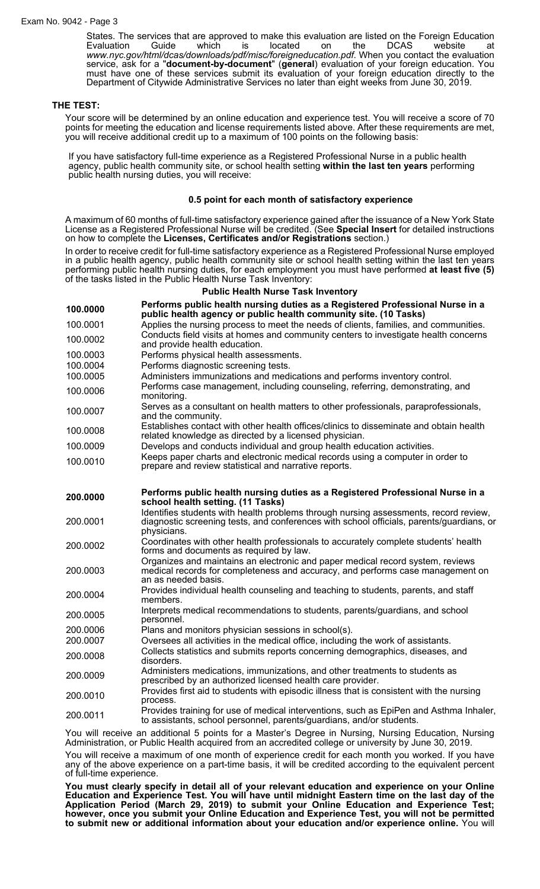States. The services that are approved to make this evaluation are listed on the Foreign Education Evaluation Guide which is located on the DCAS website at *www.nyc.gov/html/dcas/downloads/pdf/misc/foreigneducation.pdf*. When you contact the evaluation service, ask for a "**document-by-document**" (**general**) evaluation of your foreign education. You must have one of these services submit its evaluation of your foreign education directly to the Department of Citywide Administrative Services no later than eight weeks from June 30, 2019.

## THE TEST:

Your score will be determined by an online education and experience test. You will receive a score of 70 points for meeting the education and license requirements listed above. After these requirements are met, you will receive additional credit up to a maximum of 100 points on the following basis:

If you have satisfactory full-time experience as a Registered Professional Nurse in a public health agency, public health community site, or school health setting **within the last ten years** performing public health nursing duties, you will receive:

**0.5 point for each month of satisfactory experience**

A maximum of 60 months of full-time satisfactory experience gained after the issuance of a New York State License as a Registered Professional Nurse will be credited. (See **Special Insert** for detailed instructions on how to complete the **Licenses, Certificates and/or Registrations** section.)

In order to receive credit for full-time satisfactory experience as a Registered Professional Nurse employed in a public health agency, public health community site or school health setting within the last ten years performing public health nursing duties, for each employment you must have performed **at least five (5)** of the tasks listed in the Public Health Nurse Task Inventory:

**Public Health Nurse Task Inventory**

| | |
|---|---|
| **100.0000** | **Performs public health nursing duties as a Registered Professional Nurse in a public health agency or public health community site. (10 Tasks)** |
| 100.0001 | Applies the nursing process to meet the needs of clients, families, and communities. |
| 100.0002 | Conducts field visits at homes and community centers to investigate health concerns and provide health education. |
| 100.0003 | Performs physical health assessments. |
| 100.0004 | Performs diagnostic screening tests. |
| 100.0005 | Administers immunizations and medications and performs inventory control. |
| 100.0006 | Performs case management, including counseling, referring, demonstrating, and monitoring. |
| 100.0007 | Serves as a consultant on health matters to other professionals, paraprofessionals, and the community. |
| 100.0008 | Establishes contact with other health offices/clinics to disseminate and obtain health related knowledge as directed by a licensed physician. |
| 100.0009 | Develops and conducts individual and group health education activities. |
| 100.0010 | Keeps paper charts and electronic medical records using a computer in order to prepare and review statistical and narrative reports. |
| **200.0000** | **Performs public health nursing duties as a Registered Professional Nurse in a school health setting. (11 Tasks)** |
| 200.0001 | Identifies students with health problems through nursing assessments, record review, diagnostic screening tests, and conferences with school officials, parents/guardians, or physicians. |
| 200.0002 | Coordinates with other health professionals to accurately complete students' health forms and documents as required by law. |
| 200.0003 | Organizes and maintains an electronic and paper medical record system, reviews medical records for completeness and accuracy, and performs case management on an as needed basis. |
| 200.0004 | Provides individual health counseling and teaching to students, parents, and staff members. |
| 200.0005 | Interprets medical recommendations to students, parents/guardians, and school personnel. |
| 200.0006 | Plans and monitors physician sessions in school(s). |
| 200.0007 | Oversees all activities in the medical office, including the work of assistants. |
| 200.0008 | Collects statistics and submits reports concerning demographics, diseases, and disorders. |
| 200.0009 | Administers medications, immunizations, and other treatments to students as prescribed by an authorized licensed health care provider. |
| 200.0010 | Provides first aid to students with episodic illness that is consistent with the nursing process. |
| 200.0011 | Provides training for use of medical interventions, such as EpiPen and Asthma Inhaler, to assistants, school personnel, parents/guardians, and/or students. |

You will receive an additional 5 points for a Master's Degree in Nursing, Nursing Education, Nursing Administration, or Public Health acquired from an accredited college or university by June 30, 2019.

You will receive a maximum of one month of experience credit for each month you worked. If you have any of the above experience on a part-time basis, it will be credited according to the equivalent percent of full-time experience.

**You must clearly specify in detail all of your relevant education and experience on your Online Education and Experience Test. You will have until midnight Eastern time on the last day of the Application Period (March 29, 2019) to submit your Online Education and Experience Test; however, once you submit your Online Education and Experience Test, you will not be permitted to submit new or additional information about your education and/or experience online.** You will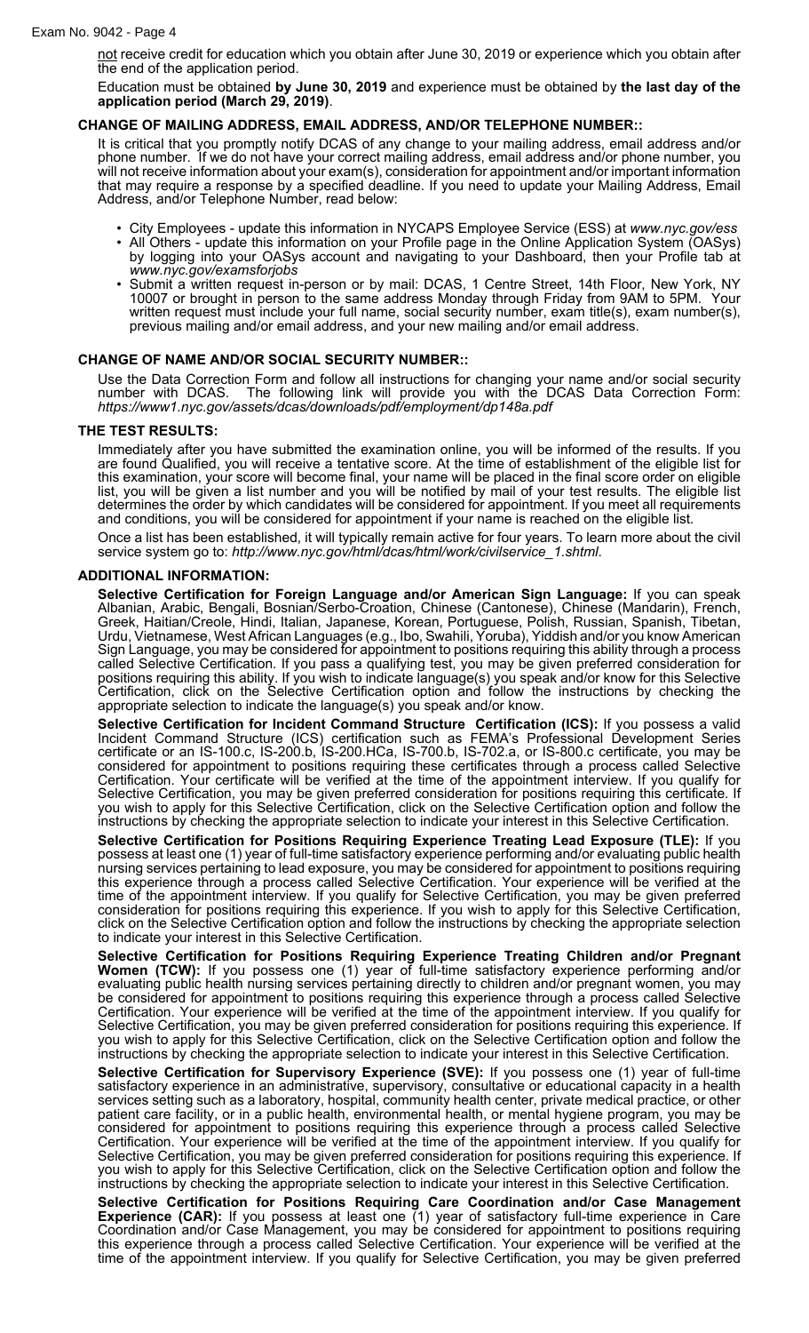not receive credit for education which you obtain after June 30, 2019 or experience which you obtain after the end of the application period.

Education must be obtained **by June 30, 2019** and experience must be obtained by **the last day of the application period (March 29, 2019)**.

### CHANGE OF MAILING ADDRESS, EMAIL ADDRESS, AND/OR TELEPHONE NUMBER::

It is critical that you promptly notify DCAS of any change to your mailing address, email address and/or phone number. If we do not have your correct mailing address, email address and/or phone number, you will not receive information about your exam(s), consideration for appointment and/or important information that may require a response by a specified deadline. If you need to update your Mailing Address, Email Address, and/or Telephone Number, read below:

- City Employees - update this information in NYCAPS Employee Service (ESS) at *www.nyc.gov/ess*
- All Others - update this information on your Profile page in the Online Application System (OASys) by logging into your OASys account and navigating to your Dashboard, then your Profile tab at *www.nyc.gov/examsforjobs*
- Submit a written request in-person or by mail: DCAS, 1 Centre Street, 14th Floor, New York, NY 10007 or brought in person to the same address Monday through Friday from 9AM to 5PM. Your written request must include your full name, social security number, exam title(s), exam number(s), previous mailing and/or email address, and your new mailing and/or email address.

### CHANGE OF NAME AND/OR SOCIAL SECURITY NUMBER::

Use the Data Correction Form and follow all instructions for changing your name and/or social security number with DCAS. The following link will provide you with the DCAS Data Correction Form: *https://www1.nyc.gov/assets/dcas/downloads/pdf/employment/dp148a.pdf*

### THE TEST RESULTS:

Immediately after you have submitted the examination online, you will be informed of the results. If you are found Qualified, you will receive a tentative score. At the time of establishment of the eligible list for this examination, your score will become final, your name will be placed in the final score order on eligible list, you will be given a list number and you will be notified by mail of your test results. The eligible list determines the order by which candidates will be considered for appointment. If you meet all requirements and conditions, you will be considered for appointment if your name is reached on the eligible list.

Once a list has been established, it will typically remain active for four years. To learn more about the civil service system go to: *http://www.nyc.gov/html/dcas/html/work/civilservice_1.shtml*.

### ADDITIONAL INFORMATION:

**Selective Certification for Foreign Language and/or American Sign Language:** If you can speak Albanian, Arabic, Bengali, Bosnian/Serbo-Croation, Chinese (Cantonese), Chinese (Mandarin), French, Greek, Haitian/Creole, Hindi, Italian, Japanese, Korean, Portuguese, Polish, Russian, Spanish, Tibetan, Urdu, Vietnamese, West African Languages (e.g., Ibo, Swahili, Yoruba), Yiddish and/or you know American Sign Language, you may be considered for appointment to positions requiring this ability through a process called Selective Certification. If you pass a qualifying test, you may be given preferred consideration for positions requiring this ability. If you wish to indicate language(s) you speak and/or know for this Selective Certification, click on the Selective Certification option and follow the instructions by checking the appropriate selection to indicate the language(s) you speak and/or know.

**Selective Certification for Incident Command Structure Certification (ICS):** If you possess a valid Incident Command Structure (ICS) certification such as FEMA's Professional Development Series certificate or an IS-100.c, IS-200.b, IS-200.HCa, IS-700.b, IS-702.a, or IS-800.c certificate, you may be considered for appointment to positions requiring these certificates through a process called Selective Certification. Your certificate will be verified at the time of the appointment interview. If you qualify for Selective Certification, you may be given preferred consideration for positions requiring this certificate. If you wish to apply for this Selective Certification, click on the Selective Certification option and follow the instructions by checking the appropriate selection to indicate your interest in this Selective Certification.

**Selective Certification for Positions Requiring Experience Treating Lead Exposure (TLE):** If you possess at least one (1) year of full-time satisfactory experience performing and/or evaluating public health nursing services pertaining to lead exposure, you may be considered for appointment to positions requiring this experience through a process called Selective Certification. Your experience will be verified at the time of the appointment interview. If you qualify for Selective Certification, you may be given preferred consideration for positions requiring this experience. If you wish to apply for this Selective Certification, click on the Selective Certification option and follow the instructions by checking the appropriate selection to indicate your interest in this Selective Certification.

**Selective Certification for Positions Requiring Experience Treating Children and/or Pregnant Women (TCW):** If you possess one (1) year of full-time satisfactory experience performing and/or evaluating public health nursing services pertaining directly to children and/or pregnant women, you may be considered for appointment to positions requiring this experience through a process called Selective Certification. Your experience will be verified at the time of the appointment interview. If you qualify for Selective Certification, you may be given preferred consideration for positions requiring this experience. If you wish to apply for this Selective Certification, click on the Selective Certification option and follow the instructions by checking the appropriate selection to indicate your interest in this Selective Certification.

**Selective Certification for Supervisory Experience (SVE):** If you possess one (1) year of full-time satisfactory experience in an administrative, supervisory, consultative or educational capacity in a health services setting such as a laboratory, hospital, community health center, private medical practice, or other patient care facility, or in a public health, environmental health, or mental hygiene program, you may be considered for appointment to positions requiring this experience through a process called Selective Certification. Your experience will be verified at the time of the appointment interview. If you qualify for Selective Certification, you may be given preferred consideration for positions requiring this experience. If you wish to apply for this Selective Certification, click on the Selective Certification option and follow the instructions by checking the appropriate selection to indicate your interest in this Selective Certification.

**Selective Certification for Positions Requiring Care Coordination and/or Case Management Experience (CAR):** If you possess at least one (1) year of satisfactory full-time experience in Care Coordination and/or Case Management, you may be considered for appointment to positions requiring this experience through a process called Selective Certification. Your experience will be verified at the time of the appointment interview. If you qualify for Selective Certification, you may be given preferred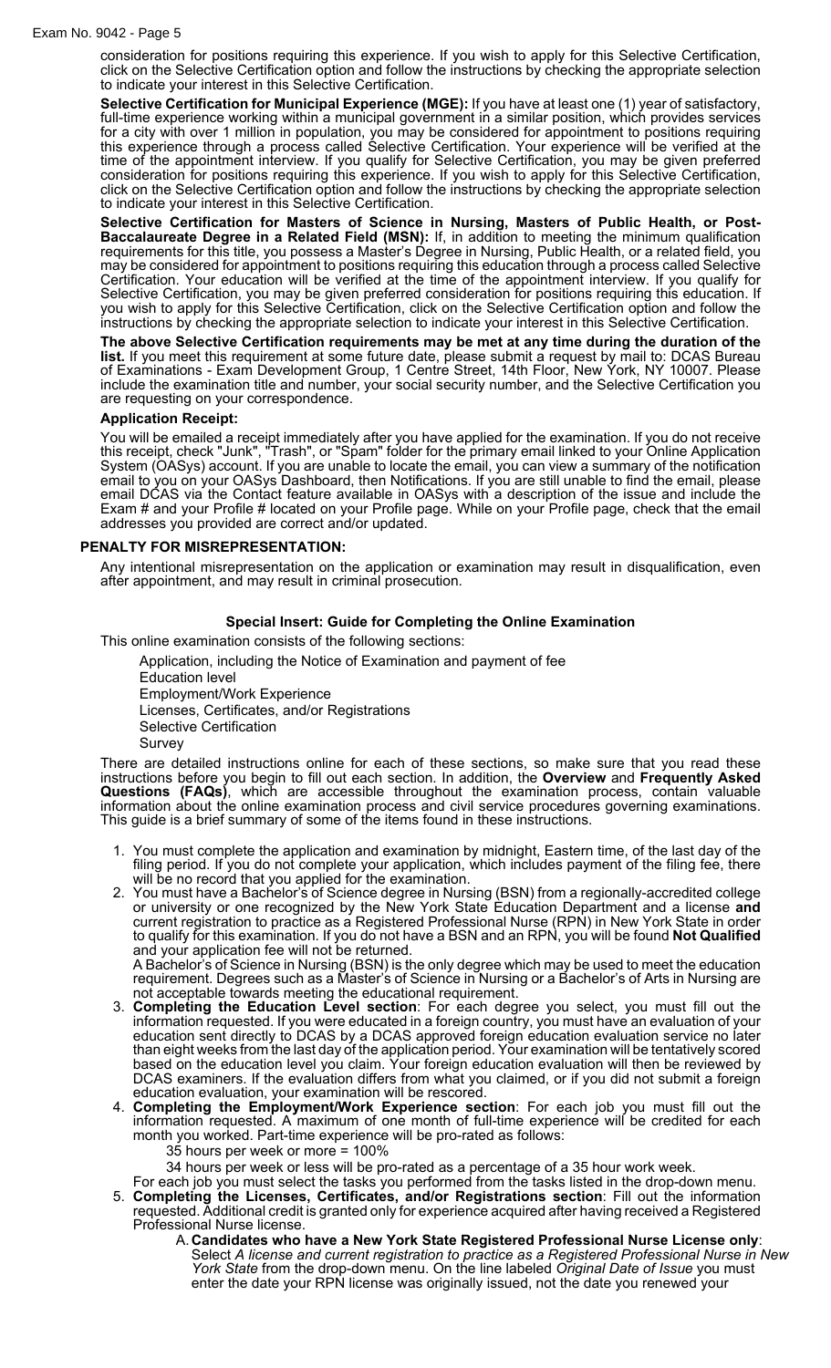consideration for positions requiring this experience. If you wish to apply for this Selective Certification, click on the Selective Certification option and follow the instructions by checking the appropriate selection to indicate your interest in this Selective Certification.

**Selective Certification for Municipal Experience (MGE):** If you have at least one (1) year of satisfactory, full-time experience working within a municipal government in a similar position, which provides services for a city with over 1 million in population, you may be considered for appointment to positions requiring this experience through a process called Selective Certification. Your experience will be verified at the time of the appointment interview. If you qualify for Selective Certification, you may be given preferred consideration for positions requiring this experience. If you wish to apply for this Selective Certification, click on the Selective Certification option and follow the instructions by checking the appropriate selection to indicate your interest in this Selective Certification.

**Selective Certification for Masters of Science in Nursing, Masters of Public Health, or Post-Baccalaureate Degree in a Related Field (MSN):** If, in addition to meeting the minimum qualification requirements for this title, you possess a Master's Degree in Nursing, Public Health, or a related field, you may be considered for appointment to positions requiring this education through a process called Selective Certification. Your education will be verified at the time of the appointment interview. If you qualify for Selective Certification, you may be given preferred consideration for positions requiring this education. If you wish to apply for this Selective Certification, click on the Selective Certification option and follow the instructions by checking the appropriate selection to indicate your interest in this Selective Certification.

**The above Selective Certification requirements may be met at any time during the duration of the list.** If you meet this requirement at some future date, please submit a request by mail to: DCAS Bureau of Examinations - Exam Development Group, 1 Centre Street, 14th Floor, New York, NY 10007. Please include the examination title and number, your social security number, and the Selective Certification you are requesting on your correspondence.

**Application Receipt:**

You will be emailed a receipt immediately after you have applied for the examination. If you do not receive this receipt, check "Junk", "Trash", or "Spam" folder for the primary email linked to your Online Application System (OASys) account. If you are unable to locate the email, you can view a summary of the notification email to you on your OASys Dashboard, then Notifications. If you are still unable to find the email, please email DCAS via the Contact feature available in OASys with a description of the issue and include the Exam # and your Profile # located on your Profile page. While on your Profile page, check that the email addresses you provided are correct and/or updated.

**PENALTY FOR MISREPRESENTATION:**

Any intentional misrepresentation on the application or examination may result in disqualification, even after appointment, and may result in criminal prosecution.

### Special Insert: Guide for Completing the Online Examination

This online examination consists of the following sections:

- Application, including the Notice of Examination and payment of fee
- Education level
- Employment/Work Experience
- Licenses, Certificates, and/or Registrations
- Selective Certification
- Survey

There are detailed instructions online for each of these sections, so make sure that you read these instructions before you begin to fill out each section. In addition, the **Overview** and **Frequently Asked Questions (FAQs)**, which are accessible throughout the examination process, contain valuable information about the online examination process and civil service procedures governing examinations. This guide is a brief summary of some of the items found in these instructions.

1. You must complete the application and examination by midnight, Eastern time, of the last day of the filing period. If you do not complete your application, which includes payment of the filing fee, there will be no record that you applied for the examination.
2. You must have a Bachelor's of Science degree in Nursing (BSN) from a regionally-accredited college or university or one recognized by the New York State Education Department and a license **and** current registration to practice as a Registered Professional Nurse (RPN) in New York State in order to qualify for this examination. If you do not have a BSN and an RPN, you will be found **Not Qualified** and your application fee will not be returned.
   A Bachelor's of Science in Nursing (BSN) is the only degree which may be used to meet the education requirement. Degrees such as a Master's of Science in Nursing or a Bachelor's of Arts in Nursing are not acceptable towards meeting the educational requirement.
3. **Completing the Education Level section**: For each degree you select, you must fill out the information requested. If you were educated in a foreign country, you must have an evaluation of your education sent directly to DCAS by a DCAS approved foreign education evaluation service no later than eight weeks from the last day of the application period. Your examination will be tentatively scored based on the education level you claim. Your foreign education evaluation will then be reviewed by DCAS examiners. If the evaluation differs from what you claimed, or if you did not submit a foreign education evaluation, your examination will be rescored.
4. **Completing the Employment/Work Experience section**: For each job you must fill out the information requested. A maximum of one month of full-time experience will be credited for each month you worked. Part-time experience will be pro-rated as follows:
   35 hours per week or more = 100%
   34 hours per week or less will be pro-rated as a percentage of a 35 hour work week.
   For each job you must select the tasks you performed from the tasks listed in the drop-down menu.
5. **Completing the Licenses, Certificates, and/or Registrations section**: Fill out the information requested. Additional credit is granted only for experience acquired after having received a Registered Professional Nurse license.
   A. **Candidates who have a New York State Registered Professional Nurse License only**: Select *A license and current registration to practice as a Registered Professional Nurse in New York State* from the drop-down menu. On the line labeled *Original Date of Issue* you must enter the date your RPN license was originally issued, not the date you renewed your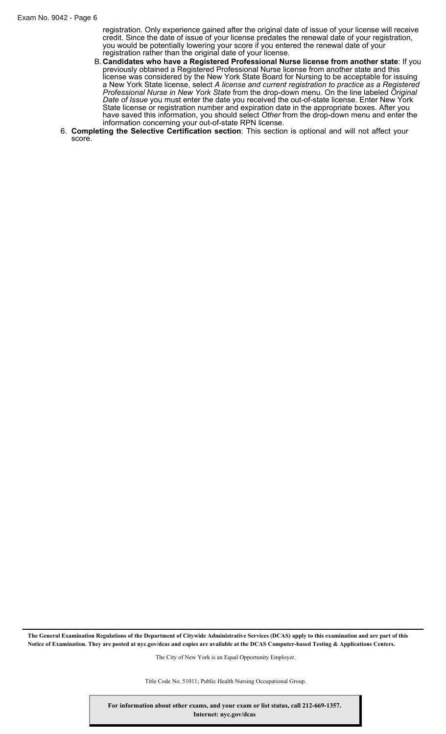registration. Only experience gained after the original date of issue of your license will receive credit. Since the date of issue of your license predates the renewal date of your registration, you would be potentially lowering your score if you entered the renewal date of your registration rather than the original date of your license.

B. **Candidates who have a Registered Professional Nurse license from another state**: If you previously obtained a Registered Professional Nurse license from another state and this license was considered by the New York State Board for Nursing to be acceptable for issuing a New York State license, select *A license and current registration to practice as a Registered Professional Nurse in New York State* from the drop-down menu. On the line labeled *Original Date of Issue* you must enter the date you received the out-of-state license. Enter New York State license or registration number and expiration date in the appropriate boxes. After you have saved this information, you should select *Other* from the drop-down menu and enter the information concerning your out-of-state RPN license.

6. **Completing the Selective Certification section**: This section is optional and will not affect your score.

---

**The General Examination Regulations of the Department of Citywide Administrative Services (DCAS) apply to this examination and are part of this Notice of Examination. They are posted at nyc.gov/dcas and copies are available at the DCAS Computer-based Testing & Applications Centers.**

The City of New York is an Equal Opportunity Employer.

Title Code No. 51011; Public Health Nursing Occupational Group.

**For information about other exams, and your exam or list status, call 212-669-1357.**
**Internet: nyc.gov/dcas**